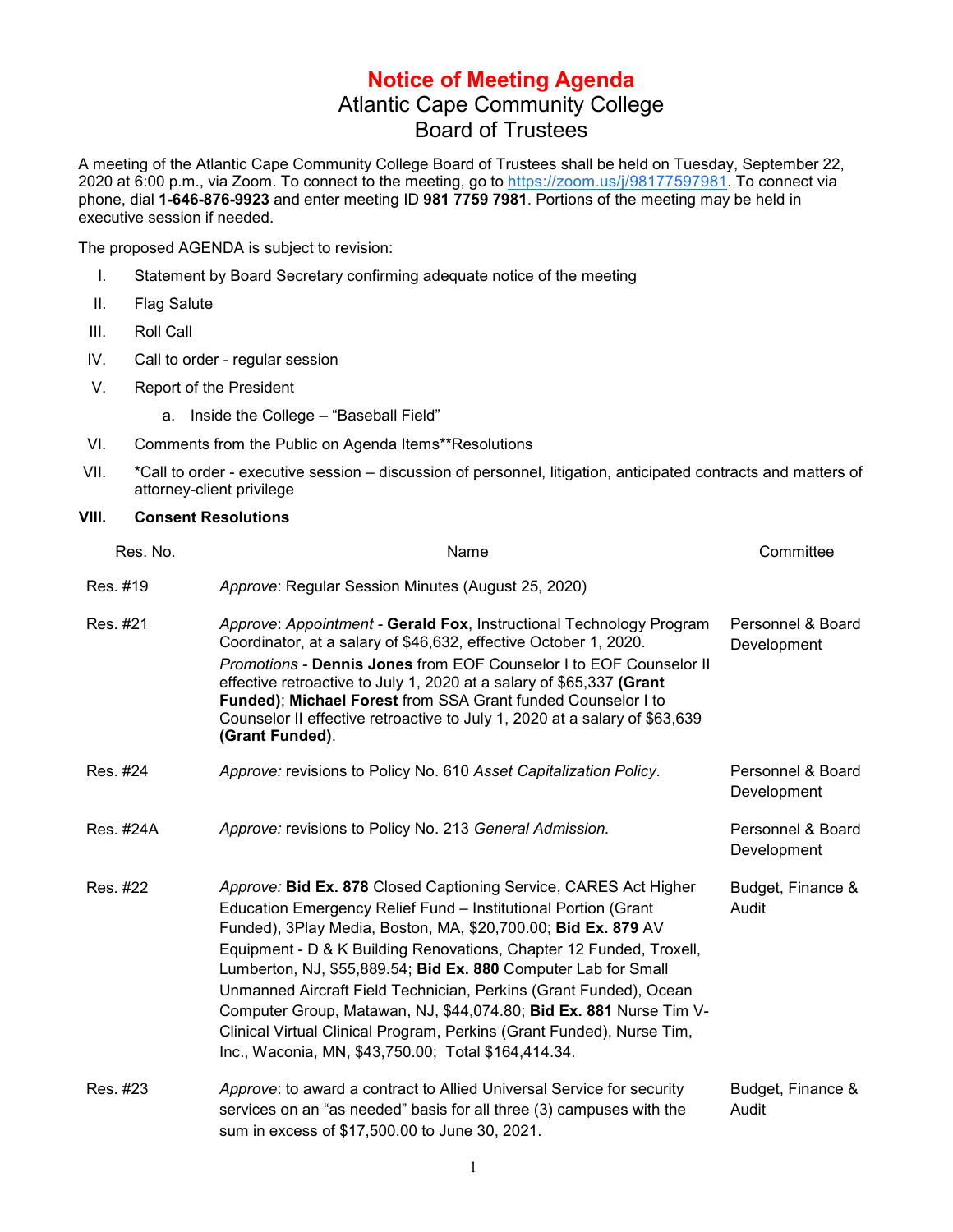# Notice of Meeting Agenda

## Atlantic Cape Community College
## Board of Trustees

A meeting of the Atlantic Cape Community College Board of Trustees shall be held on Tuesday, September 22, 2020 at 6:00 p.m., via Zoom. To connect to the meeting, go to https://zoom.us/j/98177597981. To connect via phone, dial **1-646-876-9923** and enter meeting ID **981 7759 7981**. Portions of the meeting may be held in executive session if needed.

The proposed AGENDA is subject to revision:

I. Statement by Board Secretary confirming adequate notice of the meeting

II. Flag Salute

III. Roll Call

IV. Call to order - regular session

V. Report of the President

  a. Inside the College – "Baseball Field"

VI. Comments from the Public on Agenda Items**Resolutions

VII. *Call to order - executive session – discussion of personnel, litigation, anticipated contracts and matters of attorney-client privilege

**VIII. Consent Resolutions**

| Res. No. | Name | Committee |
|---|---|---|
| Res. #19 | *Approve*: Regular Session Minutes (August 25, 2020) | |
| Res. #21 | *Approve*: *Appointment* - **Gerald Fox**, Instructional Technology Program Coordinator, at a salary of $46,632, effective October 1, 2020. *Promotions* - **Dennis Jones** from EOF Counselor I to EOF Counselor II effective retroactive to July 1, 2020 at a salary of $65,337 **(Grant Funded)**; **Michael Forest** from SSA Grant funded Counselor I to Counselor II effective retroactive to July 1, 2020 at a salary of $63,639 **(Grant Funded)**. | Personnel & Board Development |
| Res. #24 | *Approve:* revisions to Policy No. 610 *Asset Capitalization Policy*. | Personnel & Board Development |
| Res. #24A | *Approve:* revisions to Policy No. 213 *General Admission.* | Personnel & Board Development |
| Res. #22 | *Approve:* **Bid Ex. 878** Closed Captioning Service, CARES Act Higher Education Emergency Relief Fund – Institutional Portion (Grant Funded), 3Play Media, Boston, MA, $20,700.00; **Bid Ex. 879** AV Equipment - D & K Building Renovations, Chapter 12 Funded, Troxell, Lumberton, NJ, $55,889.54; **Bid Ex. 880** Computer Lab for Small Unmanned Aircraft Field Technician, Perkins (Grant Funded), Ocean Computer Group, Matawan, NJ, $44,074.80; **Bid Ex. 881** Nurse Tim V-Clinical Virtual Clinical Program, Perkins (Grant Funded), Nurse Tim, Inc., Waconia, MN, $43,750.00; Total $164,414.34. | Budget, Finance & Audit |
| Res. #23 | *Approve*: to award a contract to Allied Universal Service for security services on an "as needed" basis for all three (3) campuses with the sum in excess of $17,500.00 to June 30, 2021. | Budget, Finance & Audit |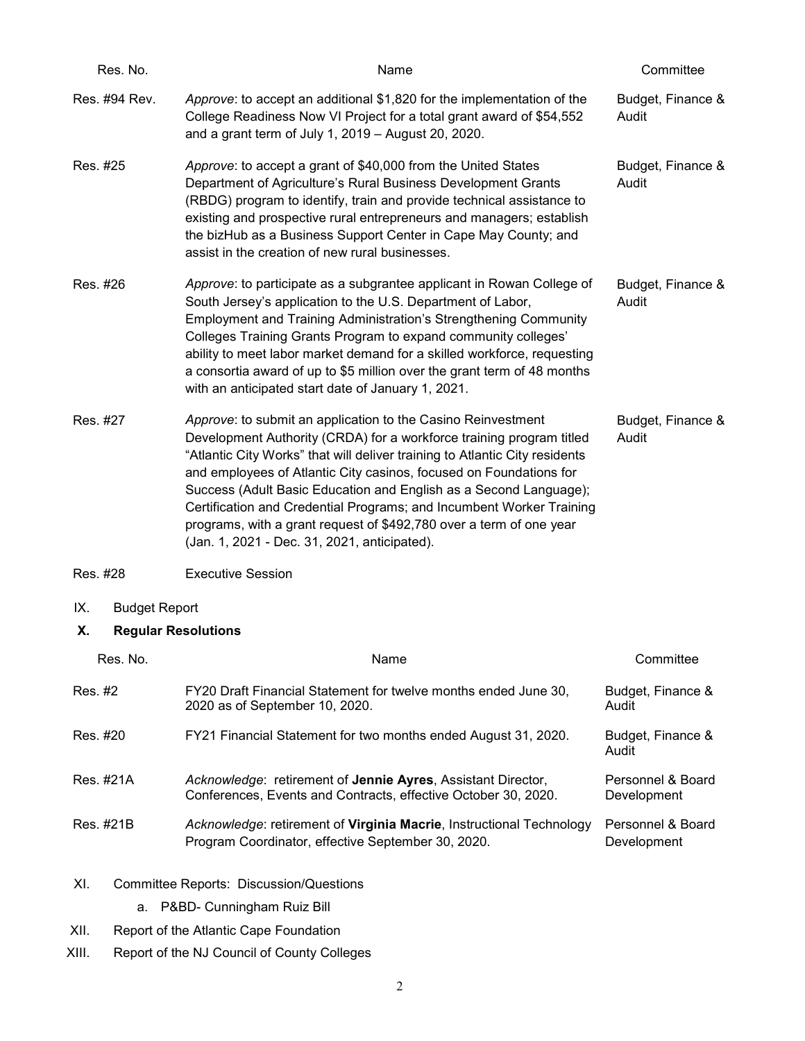| Res. No. | Name | Committee |
|---|---|---|
| Res. #94 Rev. | *Approve*: to accept an additional $1,820 for the implementation of the College Readiness Now VI Project for a total grant award of $54,552 and a grant term of July 1, 2019 – August 20, 2020. | Budget, Finance & Audit |
| Res. #25 | *Approve*: to accept a grant of $40,000 from the United States Department of Agriculture's Rural Business Development Grants (RBDG) program to identify, train and provide technical assistance to existing and prospective rural entrepreneurs and managers; establish the bizHub as a Business Support Center in Cape May County; and assist in the creation of new rural businesses. | Budget, Finance & Audit |
| Res. #26 | *Approve*: to participate as a subgrantee applicant in Rowan College of South Jersey's application to the U.S. Department of Labor, Employment and Training Administration's Strengthening Community Colleges Training Grants Program to expand community colleges' ability to meet labor market demand for a skilled workforce, requesting a consortia award of up to $5 million over the grant term of 48 months with an anticipated start date of January 1, 2021. | Budget, Finance & Audit |
| Res. #27 | *Approve*: to submit an application to the Casino Reinvestment Development Authority (CRDA) for a workforce training program titled "Atlantic City Works" that will deliver training to Atlantic City residents and employees of Atlantic City casinos, focused on Foundations for Success (Adult Basic Education and English as a Second Language); Certification and Credential Programs; and Incumbent Worker Training programs, with a grant request of $492,780 over a term of one year (Jan. 1, 2021 - Dec. 31, 2021, anticipated). | Budget, Finance & Audit |
| Res. #28 | Executive Session | |

IX. Budget Report

**X. Regular Resolutions**

| Res. No. | Name | Committee |
|---|---|---|
| Res. #2 | FY20 Draft Financial Statement for twelve months ended June 30, 2020 as of September 10, 2020. | Budget, Finance & Audit |
| Res. #20 | FY21 Financial Statement for two months ended August 31, 2020. | Budget, Finance & Audit |
| Res. #21A | *Acknowledge*: retirement of **Jennie Ayres**, Assistant Director, Conferences, Events and Contracts, effective October 30, 2020. | Personnel & Board Development |
| Res. #21B | *Acknowledge*: retirement of **Virginia Macrie**, Instructional Technology Program Coordinator, effective September 30, 2020. | Personnel & Board Development |

XI. Committee Reports: Discussion/Questions

a. P&BD- Cunningham Ruiz Bill

XII. Report of the Atlantic Cape Foundation

XIII. Report of the NJ Council of County Colleges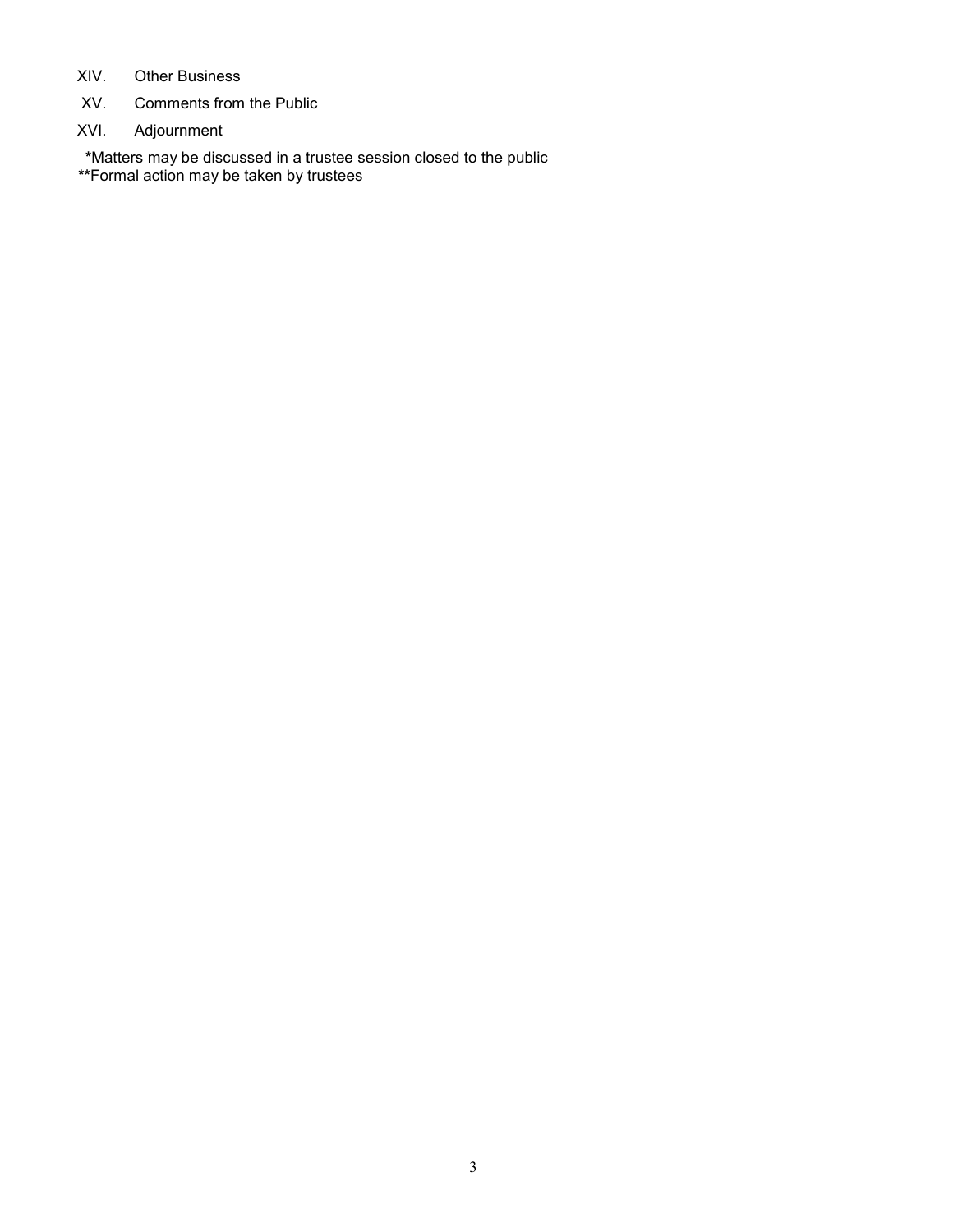XIV. Other Business

XV. Comments from the Public

XVI. Adjournment

*Matters may be discussed in a trustee session closed to the public
**Formal action may be taken by trustees